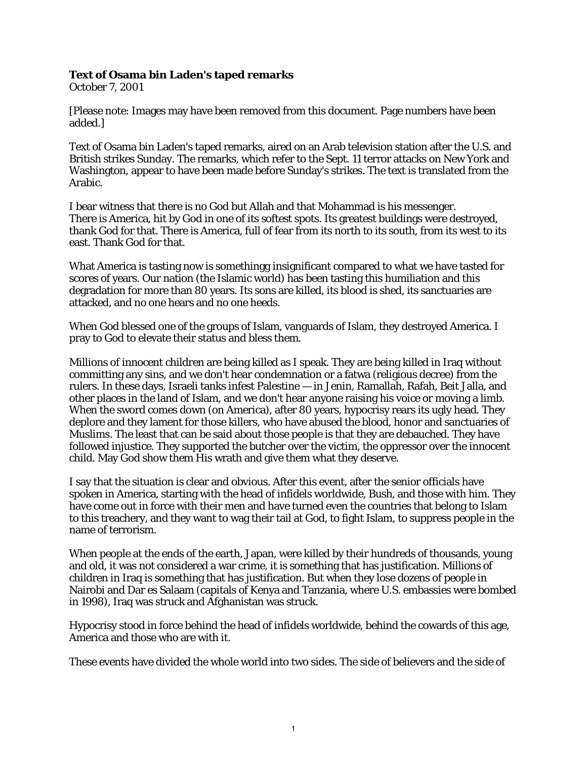**Text of Osama bin Laden's taped remarks**
October 7, 2001

[Please note: Images may have been removed from this document. Page numbers have been added.]

Text of Osama bin Laden's taped remarks, aired on an Arab television station after the U.S. and British strikes Sunday. The remarks, which refer to the Sept. 11 terror attacks on New York and Washington, appear to have been made before Sunday's strikes. The text is translated from the Arabic.

I bear witness that there is no God but Allah and that Mohammad is his messenger.
There is America, hit by God in one of its softest spots. Its greatest buildings were destroyed, thank God for that. There is America, full of fear from its north to its south, from its west to its east. Thank God for that.

What America is tasting now is somethingg insignificant compared to what we have tasted for scores of years. Our nation (the Islamic world) has been tasting this humiliation and this degradation for more than 80 years. Its sons are killed, its blood is shed, its sanctuaries are attacked, and no one hears and no one heeds.

When God blessed one of the groups of Islam, vanguards of Islam, they destroyed America. I pray to God to elevate their status and bless them.

Millions of innocent children are being killed as I speak. They are being killed in Iraq without committing any sins, and we don't hear condemnation or a fatwa (religious decree) from the rulers. In these days, Israeli tanks infest Palestine — in Jenin, Ramallah, Rafah, Beit Jalla, and other places in the land of Islam, and we don't hear anyone raising his voice or moving a limb. When the sword comes down (on America), after 80 years, hypocrisy rears its ugly head. They deplore and they lament for those killers, who have abused the blood, honor and sanctuaries of Muslims. The least that can be said about those people is that they are debauched. They have followed injustice. They supported the butcher over the victim, the oppressor over the innocent child. May God show them His wrath and give them what they deserve.

I say that the situation is clear and obvious. After this event, after the senior officials have spoken in America, starting with the head of infidels worldwide, Bush, and those with him. They have come out in force with their men and have turned even the countries that belong to Islam to this treachery, and they want to wag their tail at God, to fight Islam, to suppress people in the name of terrorism.

When people at the ends of the earth, Japan, were killed by their hundreds of thousands, young and old, it was not considered a war crime, it is something that has justification. Millions of children in Iraq is something that has justification. But when they lose dozens of people in Nairobi and Dar es Salaam (capitals of Kenya and Tanzania, where U.S. embassies were bombed in 1998), Iraq was struck and Afghanistan was struck.

Hypocrisy stood in force behind the head of infidels worldwide, behind the cowards of this age, America and those who are with it.

These events have divided the whole world into two sides. The side of believers and the side of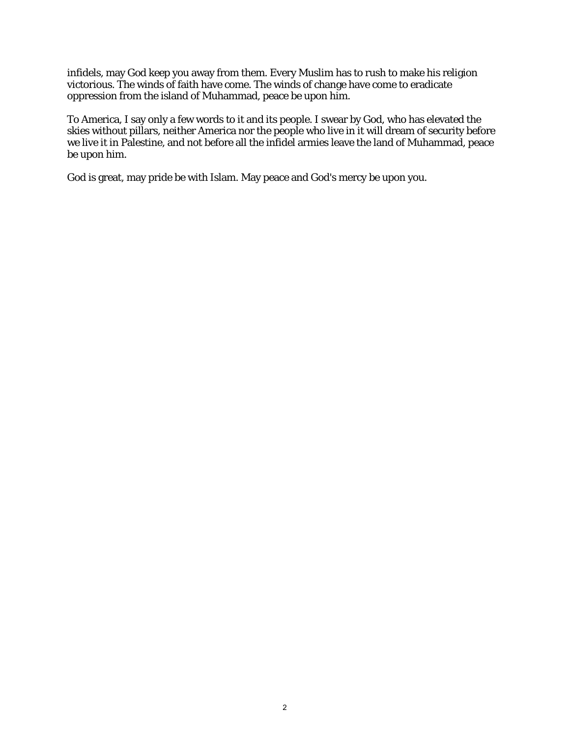infidels, may God keep you away from them. Every Muslim has to rush to make his religion victorious. The winds of faith have come. The winds of change have come to eradicate oppression from the island of Muhammad, peace be upon him.

To America, I say only a few words to it and its people. I swear by God, who has elevated the skies without pillars, neither America nor the people who live in it will dream of security before we live it in Palestine, and not before all the infidel armies leave the land of Muhammad, peace be upon him.

God is great, may pride be with Islam. May peace and God's mercy be upon you.